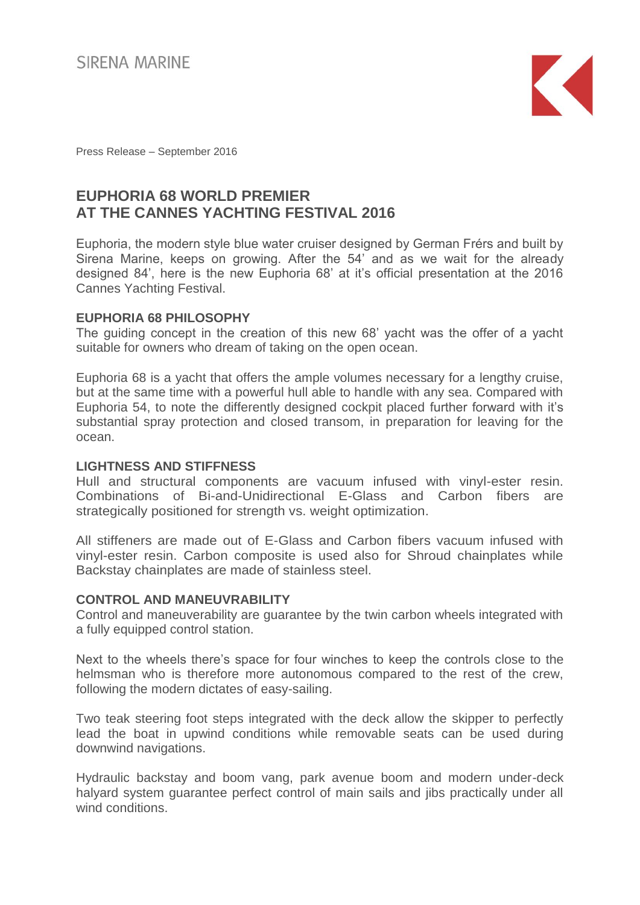SIRENA MARINE

Press Release – September 2016

# EUPHORIA 68 WORLD PREMIER AT THE CANNES YACHTING FESTIVAL 2016

Euphoria, the modern style blue water cruiser designed by German Frérs and built by Sirena Marine, keeps on growing. After the 54' and as we wait for the already designed 84', here is the new Euphoria 68' at it's official presentation at the 2016 Cannes Yachting Festival.

## EUPHORIA 68 PHILOSOPHY

The guiding concept in the creation of this new 68' yacht was the offer of a yacht suitable for owners who dream of taking on the open ocean.

Euphoria 68 is a yacht that offers the ample volumes necessary for a lengthy cruise, but at the same time with a powerful hull able to handle with any sea. Compared with Euphoria 54, to note the differently designed cockpit placed further forward with it's substantial spray protection and closed transom, in preparation for leaving for the ocean.

## LIGHTNESS AND STIFFNESS

Hull and structural components are vacuum infused with vinyl-ester resin. Combinations of Bi-and-Unidirectional E-Glass and Carbon fibers are strategically positioned for strength vs. weight optimization.

All stiffeners are made out of E-Glass and Carbon fibers vacuum infused with vinyl-ester resin. Carbon composite is used also for Shroud chainplates while Backstay chainplates are made of stainless steel.

## CONTROL AND MANEUVRABILITY

Control and maneuverability are guarantee by the twin carbon wheels integrated with a fully equipped control station.

Next to the wheels there's space for four winches to keep the controls close to the helmsman who is therefore more autonomous compared to the rest of the crew, following the modern dictates of easy-sailing.

Two teak steering foot steps integrated with the deck allow the skipper to perfectly lead the boat in upwind conditions while removable seats can be used during downwind navigations.

Hydraulic backstay and boom vang, park avenue boom and modern under-deck halyard system guarantee perfect control of main sails and jibs practically under all wind conditions.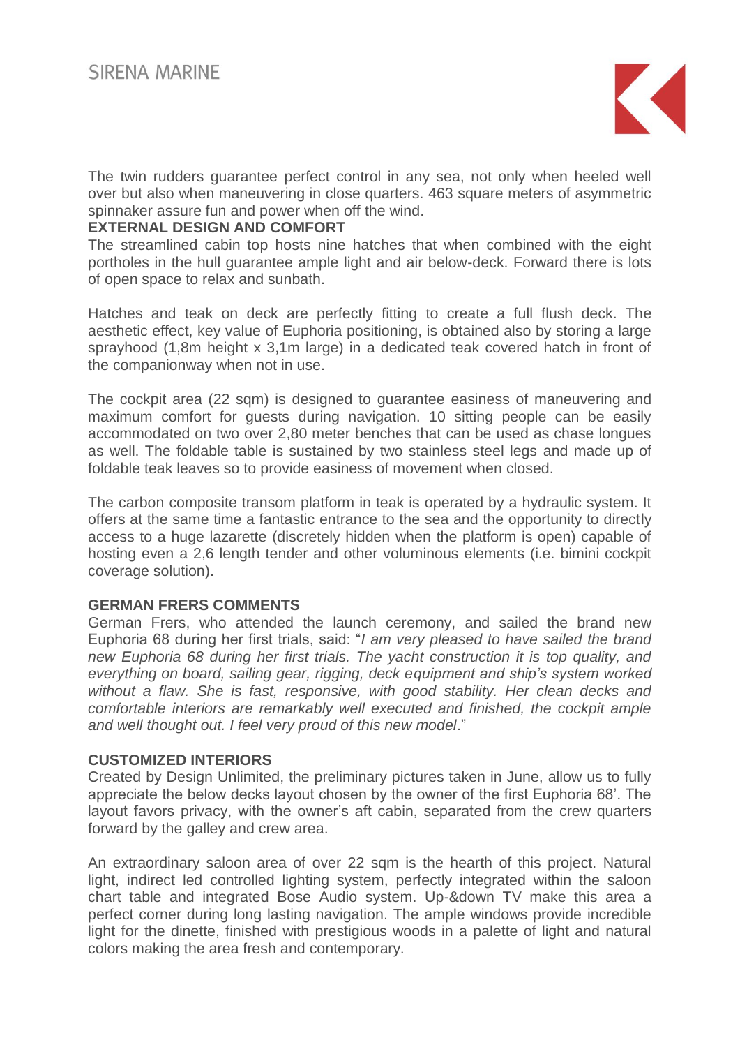The twin rudders guarantee perfect control in any sea, not only when heeled well over but also when maneuvering in close quarters. 463 square meters of asymmetric spinnaker assure fun and power when off the wind.

**EXTERNAL DESIGN AND COMFORT**

The streamlined cabin top hosts nine hatches that when combined with the eight portholes in the hull guarantee ample light and air below-deck. Forward there is lots of open space to relax and sunbath.

Hatches and teak on deck are perfectly fitting to create a full flush deck. The aesthetic effect, key value of Euphoria positioning, is obtained also by storing a large sprayhood (1,8m height x 3,1m large) in a dedicated teak covered hatch in front of the companionway when not in use.

The cockpit area (22 sqm) is designed to guarantee easiness of maneuvering and maximum comfort for guests during navigation. 10 sitting people can be easily accommodated on two over 2,80 meter benches that can be used as chase longues as well. The foldable table is sustained by two stainless steel legs and made up of foldable teak leaves so to provide easiness of movement when closed.

The carbon composite transom platform in teak is operated by a hydraulic system. It offers at the same time a fantastic entrance to the sea and the opportunity to directly access to a huge lazarette (discretely hidden when the platform is open) capable of hosting even a 2,6 length tender and other voluminous elements (i.e. bimini cockpit coverage solution).

**GERMAN FRERS COMMENTS**

German Frers, who attended the launch ceremony, and sailed the brand new Euphoria 68 during her first trials, said: "*I am very pleased to have sailed the brand new Euphoria 68 during her first trials. The yacht construction it is top quality, and everything on board, sailing gear, rigging, deck equipment and ship's system worked without a flaw. She is fast, responsive, with good stability. Her clean decks and comfortable interiors are remarkably well executed and finished, the cockpit ample and well thought out. I feel very proud of this new model*."

**CUSTOMIZED INTERIORS**

Created by Design Unlimited, the preliminary pictures taken in June, allow us to fully appreciate the below decks layout chosen by the owner of the first Euphoria 68'. The layout favors privacy, with the owner's aft cabin, separated from the crew quarters forward by the galley and crew area.

An extraordinary saloon area of over 22 sqm is the hearth of this project. Natural light, indirect led controlled lighting system, perfectly integrated within the saloon chart table and integrated Bose Audio system. Up-&down TV make this area a perfect corner during long lasting navigation. The ample windows provide incredible light for the dinette, finished with prestigious woods in a palette of light and natural colors making the area fresh and contemporary.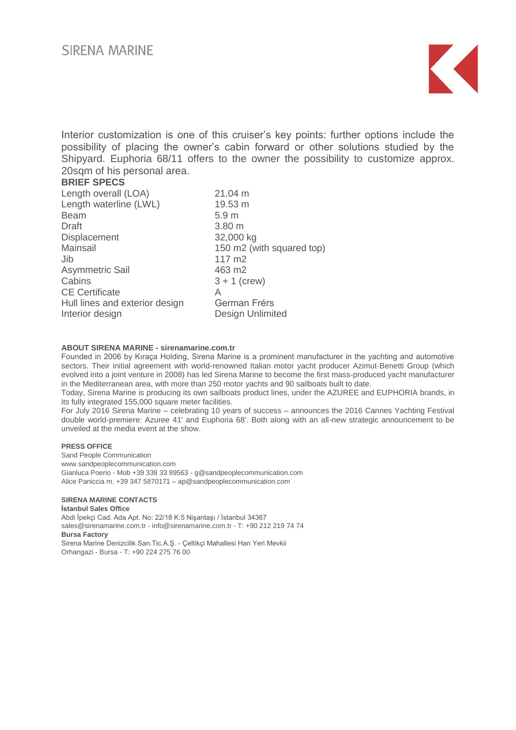Interior customization is one of this cruiser's key points: further options include the possibility of placing the owner's cabin forward or other solutions studied by the Shipyard. Euphoria 68/11 offers to the owner the possibility to customize approx. 20sqm of his personal area.

**BRIEF SPECS**

| | |
|---|---|
| Length overall (LOA) | 21.04 m |
| Length waterline (LWL) | 19.53 m |
| Beam | 5.9 m |
| Draft | 3.80 m |
| Displacement | 32,000 kg |
| Mainsail | 150 m2 (with squared top) |
| Jib | 117 m2 |
| Asymmetric Sail | 463 m2 |
| Cabins | 3 + 1 (crew) |
| CE Certificate | A |
| Hull lines and exterior design | German Frérs |
| Interior design | Design Unlimited |

**ABOUT SIRENA MARINE - sirenamarine.com.tr**

Founded in 2006 by Kıraça Holding, Sirena Marine is a prominent manufacturer in the yachting and automotive sectors. Their initial agreement with world-renowned Italian motor yacht producer Azimut-Benetti Group (which evolved into a joint venture in 2008) has led Sirena Marine to become the first mass-produced yacht manufacturer in the Mediterranean area, with more than 250 motor yachts and 90 sailboats built to date.

Today, Sirena Marine is producing its own sailboats product lines, under the AZUREE and EUPHORIA brands, in its fully integrated 155,000 square meter facilities.

For July 2016 Sirena Marine – celebrating 10 years of success – announces the 2016 Cannes Yachting Festival double world-premiere: Azuree 41' and Euphoria 68'. Both along with an all-new strategic announcement to be unveiled at the media event at the show.

**PRESS OFFICE**

Sand People Communication
www.sandpeoplecommunication.com
Gianluca Poerio - Mob +39 338 33 89563 - g@sandpeoplecommunication.com
Alice Paniccia m. +39 347 5870171 – ap@sandpeoplecommunication.com

**SIRENA MARINE CONTACTS**

**İstanbul Sales Office**
Abdi İpekçi Cad. Ada Apt. No: 22/18 K:5 Nişantaşı / İstanbul 34367
sales@sirenamarine.com.tr - info@sirenamarine.com.tr - T: +90 212 219 74 74

**Bursa Factory**
Sirena Marine Denizcilik San.Tic.A.Ş. - Çeltikçi Mahallesi Han Yeri Mevkii
Orhangazi - Bursa - T: +90 224 275 76 00